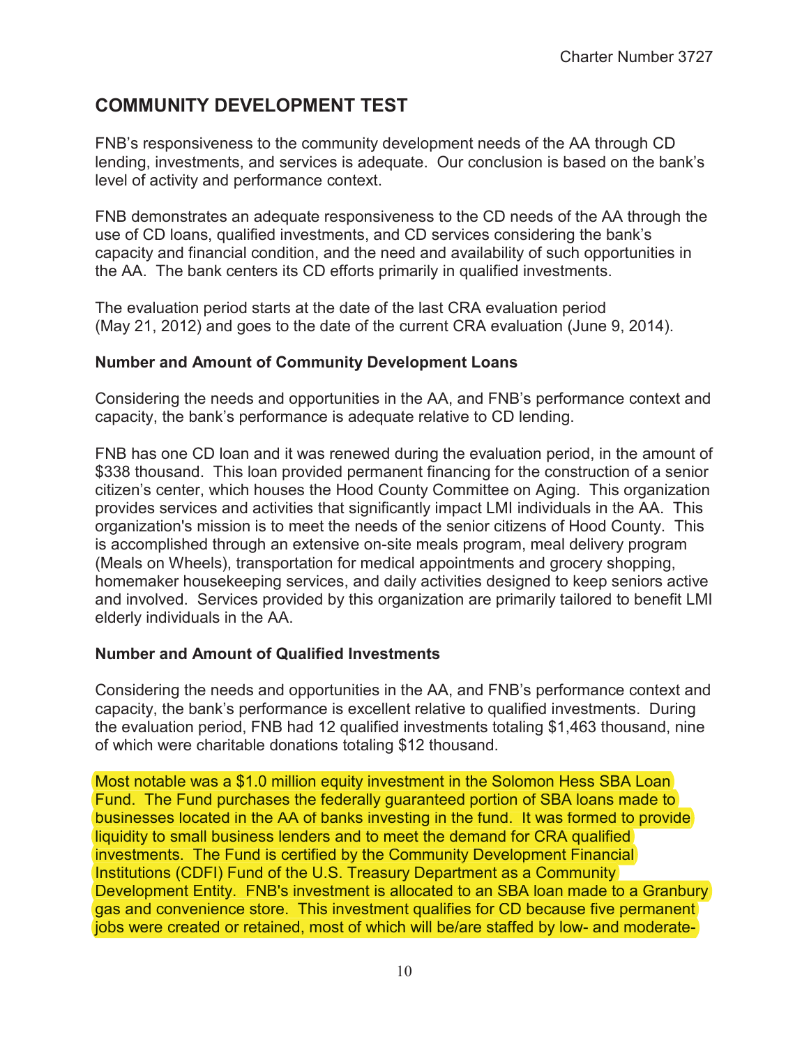## COMMUNITY DEVELOPMENT TEST

FNB's responsiveness to the community development needs of the AA through CD lending, investments, and services is adequate. Our conclusion is based on the bank's level of activity and performance context.

FNB demonstrates an adequate responsiveness to the CD needs of the AA through the use of CD loans, qualified investments, and CD services considering the bank's capacity and financial condition, and the need and availability of such opportunities in the AA. The bank centers its CD efforts primarily in qualified investments.

The evaluation period starts at the date of the last CRA evaluation period (May 21, 2012) and goes to the date of the current CRA evaluation (June 9, 2014).

### Number and Amount of Community Development Loans

Considering the needs and opportunities in the AA, and FNB's performance context and capacity, the bank's performance is adequate relative to CD lending.

FNB has one CD loan and it was renewed during the evaluation period, in the amount of $338 thousand. This loan provided permanent financing for the construction of a senior citizen's center, which houses the Hood County Committee on Aging. This organization provides services and activities that significantly impact LMI individuals in the AA. This organization's mission is to meet the needs of the senior citizens of Hood County. This is accomplished through an extensive on-site meals program, meal delivery program (Meals on Wheels), transportation for medical appointments and grocery shopping, homemaker housekeeping services, and daily activities designed to keep seniors active and involved. Services provided by this organization are primarily tailored to benefit LMI elderly individuals in the AA.

### Number and Amount of Qualified Investments

Considering the needs and opportunities in the AA, and FNB's performance context and capacity, the bank's performance is excellent relative to qualified investments. During the evaluation period, FNB had 12 qualified investments totaling $1,463 thousand, nine of which were charitable donations totaling $12 thousand.

Most notable was a $1.0 million equity investment in the Solomon Hess SBA Loan Fund. The Fund purchases the federally guaranteed portion of SBA loans made to businesses located in the AA of banks investing in the fund. It was formed to provide liquidity to small business lenders and to meet the demand for CRA qualified investments. The Fund is certified by the Community Development Financial Institutions (CDFI) Fund of the U.S. Treasury Department as a Community Development Entity. FNB's investment is allocated to an SBA loan made to a Granbury gas and convenience store. This investment qualifies for CD because five permanent jobs were created or retained, most of which will be/are staffed by low- and moderate-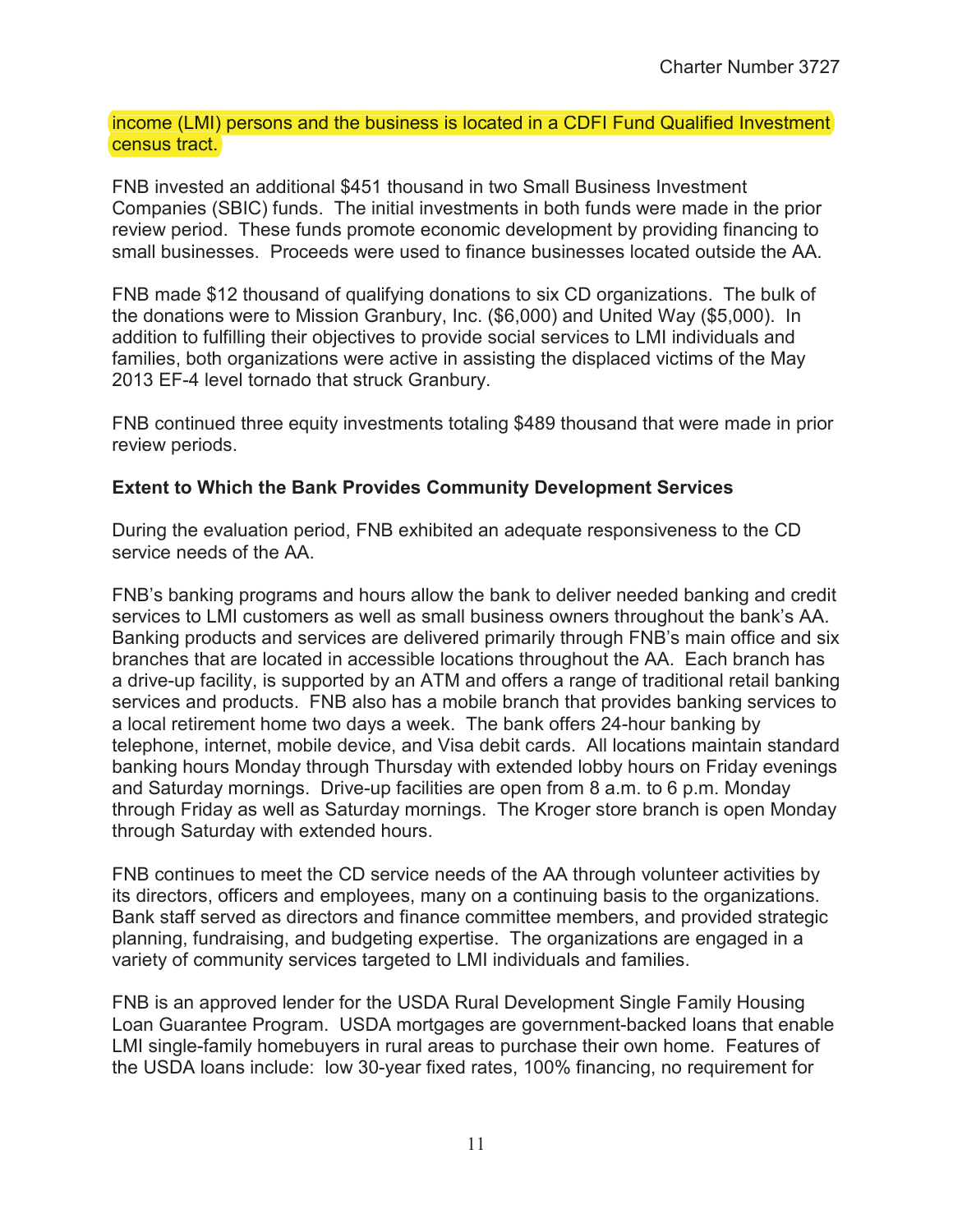income (LMI) persons and the business is located in a CDFI Fund Qualified Investment census tract.

FNB invested an additional $451 thousand in two Small Business Investment Companies (SBIC) funds. The initial investments in both funds were made in the prior review period. These funds promote economic development by providing financing to small businesses. Proceeds were used to finance businesses located outside the AA.

FNB made $12 thousand of qualifying donations to six CD organizations. The bulk of the donations were to Mission Granbury, Inc. ($6,000) and United Way ($5,000). In addition to fulfilling their objectives to provide social services to LMI individuals and families, both organizations were active in assisting the displaced victims of the May 2013 EF-4 level tornado that struck Granbury.

FNB continued three equity investments totaling $489 thousand that were made in prior review periods.

**Extent to Which the Bank Provides Community Development Services**

During the evaluation period, FNB exhibited an adequate responsiveness to the CD service needs of the AA.

FNB's banking programs and hours allow the bank to deliver needed banking and credit services to LMI customers as well as small business owners throughout the bank's AA. Banking products and services are delivered primarily through FNB's main office and six branches that are located in accessible locations throughout the AA. Each branch has a drive-up facility, is supported by an ATM and offers a range of traditional retail banking services and products. FNB also has a mobile branch that provides banking services to a local retirement home two days a week. The bank offers 24-hour banking by telephone, internet, mobile device, and Visa debit cards. All locations maintain standard banking hours Monday through Thursday with extended lobby hours on Friday evenings and Saturday mornings. Drive-up facilities are open from 8 a.m. to 6 p.m. Monday through Friday as well as Saturday mornings. The Kroger store branch is open Monday through Saturday with extended hours.

FNB continues to meet the CD service needs of the AA through volunteer activities by its directors, officers and employees, many on a continuing basis to the organizations. Bank staff served as directors and finance committee members, and provided strategic planning, fundraising, and budgeting expertise. The organizations are engaged in a variety of community services targeted to LMI individuals and families.

FNB is an approved lender for the USDA Rural Development Single Family Housing Loan Guarantee Program. USDA mortgages are government-backed loans that enable LMI single-family homebuyers in rural areas to purchase their own home. Features of the USDA loans include: low 30-year fixed rates, 100% financing, no requirement for